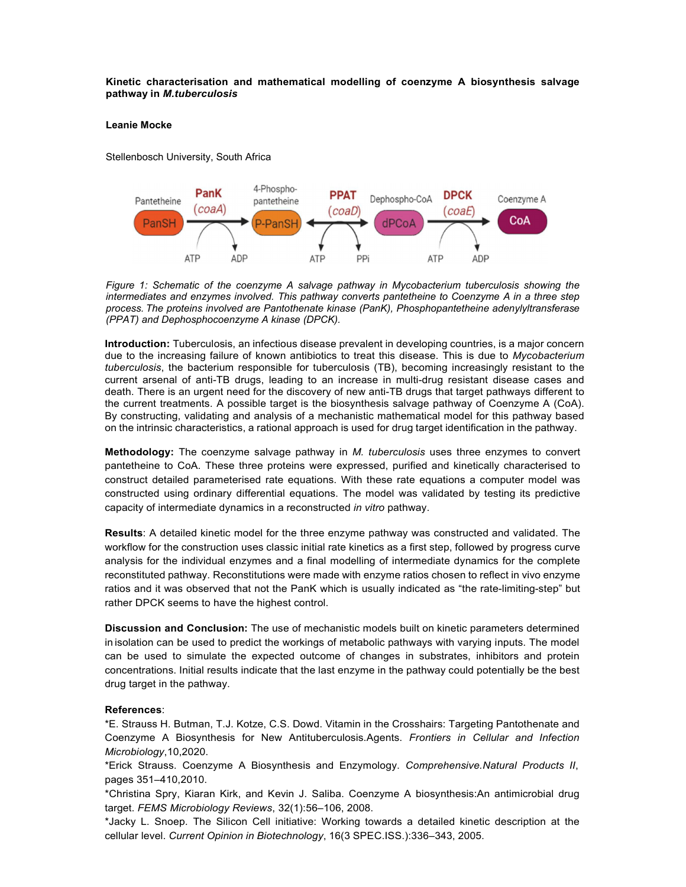**Kinetic characterisation and mathematical modelling of coenzyme A biosynthesis salvage pathway in *M.tuberculosis***

**Leanie Mocke**

Stellenbosch University, South Africa

*Figure 1: Schematic of the coenzyme A salvage pathway in Mycobacterium tuberculosis showing the intermediates and enzymes involved. This pathway converts pantetheine to Coenzyme A in a three step process. The proteins involved are Pantothenate kinase (PanK), Phosphopantetheine adenylyltransferase (PPAT) and Dephosphocoenzyme A kinase (DPCK).*

**Introduction:** Tuberculosis, an infectious disease prevalent in developing countries, is a major concern due to the increasing failure of known antibiotics to treat this disease. This is due to *Mycobacterium tuberculosis*, the bacterium responsible for tuberculosis (TB), becoming increasingly resistant to the current arsenal of anti-TB drugs, leading to an increase in multi-drug resistant disease cases and death. There is an urgent need for the discovery of new anti-TB drugs that target pathways different to the current treatments. A possible target is the biosynthesis salvage pathway of Coenzyme A (CoA). By constructing, validating and analysis of a mechanistic mathematical model for this pathway based on the intrinsic characteristics, a rational approach is used for drug target identification in the pathway.

**Methodology:** The coenzyme salvage pathway in *M. tuberculosis* uses three enzymes to convert pantetheine to CoA. These three proteins were expressed, purified and kinetically characterised to construct detailed parameterised rate equations. With these rate equations a computer model was constructed using ordinary differential equations. The model was validated by testing its predictive capacity of intermediate dynamics in a reconstructed *in vitro* pathway.

**Results**: A detailed kinetic model for the three enzyme pathway was constructed and validated. The workflow for the construction uses classic initial rate kinetics as a first step, followed by progress curve analysis for the individual enzymes and a final modelling of intermediate dynamics for the complete reconstituted pathway. Reconstitutions were made with enzyme ratios chosen to reflect in vivo enzyme ratios and it was observed that not the PanK which is usually indicated as "the rate-limiting-step" but rather DPCK seems to have the highest control.

**Discussion and Conclusion:** The use of mechanistic models built on kinetic parameters determined in isolation can be used to predict the workings of metabolic pathways with varying inputs. The model can be used to simulate the expected outcome of changes in substrates, inhibitors and protein concentrations. Initial results indicate that the last enzyme in the pathway could potentially be the best drug target in the pathway.

**References**:

*E. Strauss H. Butman, T.J. Kotze, C.S. Dowd. Vitamin in the Crosshairs: Targeting Pantothenate and Coenzyme A Biosynthesis for New Antituberculosis.Agents. *Frontiers in Cellular and Infection Microbiology*,10,2020.

*Erick Strauss. Coenzyme A Biosynthesis and Enzymology. *Comprehensive.Natural Products II*, pages 351–410,2010.

*Christina Spry, Kiaran Kirk, and Kevin J. Saliba. Coenzyme A biosynthesis:An antimicrobial drug target. *FEMS Microbiology Reviews*, 32(1):56–106, 2008.

*Jacky L. Snoep. The Silicon Cell initiative: Working towards a detailed kinetic description at the cellular level. *Current Opinion in Biotechnology*, 16(3 SPEC.ISS.):336–343, 2005.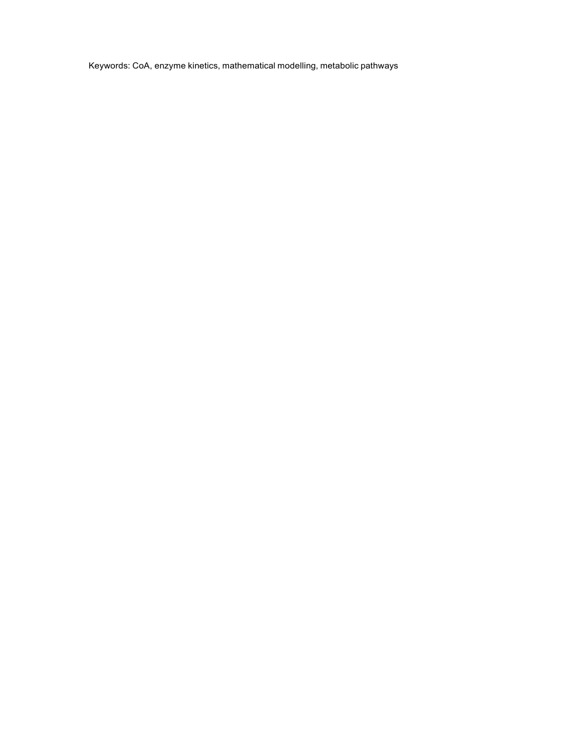Keywords: CoA, enzyme kinetics, mathematical modelling, metabolic pathways